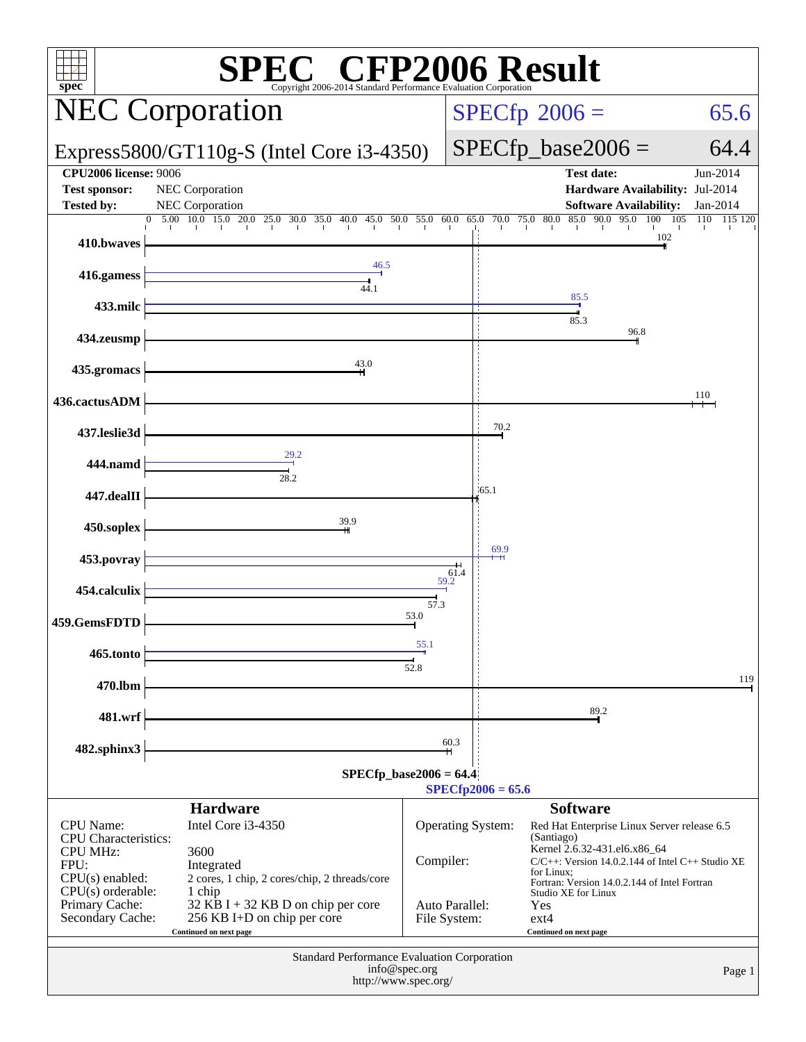# SPEC CFP2006 Result

Copyright 2006-2014 Standard Performance Evaluation Corporation

## NEC Corporation

Express5800/GT110g-S (Intel Core i3-4350)

SPECfp 2006 = 65.6

SPECfp_base2006 = 64.4

| | | | |
|---|---|---|---|
| **CPU2006 license:** 9006 | | **Test date:** | Jun-2014 |
| **Test sponsor:** | NEC Corporation | **Hardware Availability:** | Jul-2014 |
| **Tested by:** | NEC Corporation | **Software Availability:** | Jan-2014 |

| Benchmark | Base | Peak |
|---|---|---|
| 410.bwaves | 102 | |
| 416.gamess | 44.1 | 46.5 |
| 433.milc | 85.3 | 85.5 |
| 434.zeusmp | 96.8 | |
| 435.gromacs | 43.0 | |
| 436.cactusADM | 110 | |
| 437.leslie3d | 70.2 | |
| 444.namd | 28.2 | 29.2 |
| 447.dealII | 65.1 | |
| 450.soplex | 39.9 | |
| 453.povray | 61.4 | 69.9 |
| 454.calculix | 57.3 | 59.2 |
| 459.GemsFDTD | 53.0 | |
| 465.tonto | 52.8 | 55.1 |
| 470.lbm | 119 | |
| 481.wrf | 89.2 | |
| 482.sphinx3 | 60.3 | |

SPECfp_base2006 = 64.4

SPECfp2006 = 65.6

### Hardware

| | |
|---|---|
| CPU Name: | Intel Core i3-4350 |
| CPU Characteristics: | |
| CPU MHz: | 3600 |
| FPU: | Integrated |
| CPU(s) enabled: | 2 cores, 1 chip, 2 cores/chip, 2 threads/core |
| CPU(s) orderable: | 1 chip |
| Primary Cache: | 32 KB I + 32 KB D on chip per core |
| Secondary Cache: | 256 KB I+D on chip per core |

Continued on next page

### Software

| | |
|---|---|
| Operating System: | Red Hat Enterprise Linux Server release 6.5 (Santiago) Kernel 2.6.32-431.el6.x86_64 |
| Compiler: | C/C++: Version 14.0.2.144 of Intel C++ Studio XE for Linux; Fortran: Version 14.0.2.144 of Intel Fortran Studio XE for Linux |
| Auto Parallel: | Yes |
| File System: | ext4 |

Continued on next page

Standard Performance Evaluation Corporation
info@spec.org
http://www.spec.org/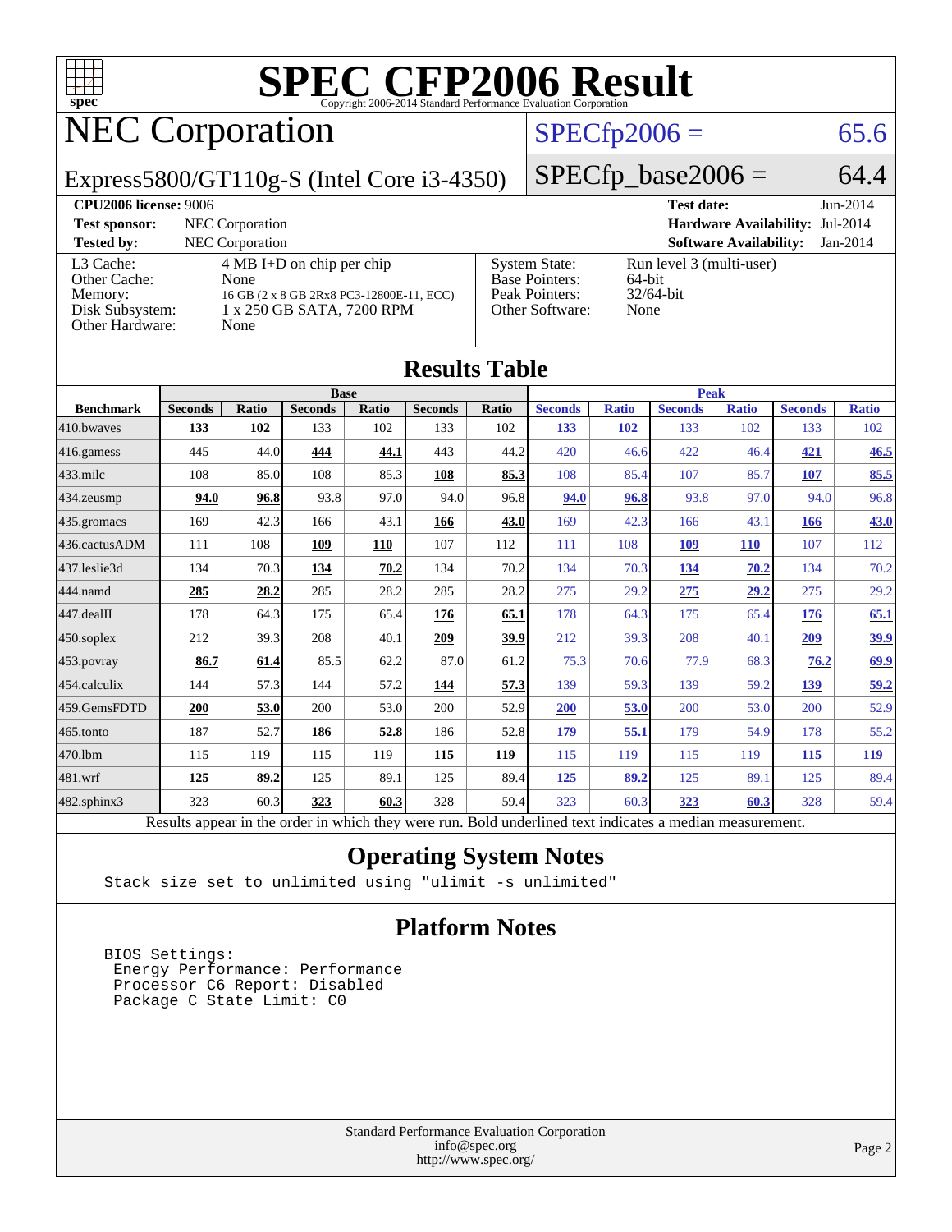# SPEC CFP2006 Result

Copyright 2006-2014 Standard Performance Evaluation Corporation

# NEC Corporation

Express5800/GT110g-S (Intel Core i3-4350)

SPECfp2006 = 65.6

SPECfp_base2006 = 64.4

| | | | |
|---|---|---|---|
| **CPU2006 license:** 9006 | | **Test date:** | Jun-2014 |
| **Test sponsor:** | NEC Corporation | **Hardware Availability:** | Jul-2014 |
| **Tested by:** | NEC Corporation | **Software Availability:** | Jan-2014 |

| | | | |
|---|---|---|---|
| L3 Cache: | 4 MB I+D on chip per chip | System State: | Run level 3 (multi-user) |
| Other Cache: | None | Base Pointers: | 64-bit |
| Memory: | 16 GB (2 x 8 GB 2Rx8 PC3-12800E-11, ECC) | Peak Pointers: | 32/64-bit |
| Disk Subsystem: | 1 x 250 GB SATA, 7200 RPM | Other Software: | None |
| Other Hardware: | None | | |

## Results Table

| | Base | | | | | | Peak | | | | | |
|---|---|---|---|---|---|---|---|---|---|---|---|---|
| **Benchmark** | **Seconds** | **Ratio** | **Seconds** | **Ratio** | **Seconds** | **Ratio** | **Seconds** | **Ratio** | **Seconds** | **Ratio** | **Seconds** | **Ratio** |
| 410.bwaves | **133** | **102** | 133 | 102 | 133 | 102 | **133** | **102** | 133 | 102 | 133 | 102 |
| 416.gamess | 445 | 44.0 | **444** | **44.1** | 443 | 44.2 | 420 | 46.6 | 422 | 46.4 | **421** | **46.5** |
| 433.milc | 108 | 85.0 | 108 | 85.3 | **108** | **85.3** | 108 | 85.4 | 107 | 85.7 | **107** | **85.5** |
| 434.zeusmp | **94.0** | **96.8** | 93.8 | 97.0 | 94.0 | 96.8 | **94.0** | **96.8** | 93.8 | 97.0 | 94.0 | 96.8 |
| 435.gromacs | 169 | 42.3 | 166 | 43.1 | **166** | **43.0** | 169 | 42.3 | 166 | 43.1 | **166** | **43.0** |
| 436.cactusADM | 111 | 108 | **109** | **110** | 107 | 112 | 111 | 108 | **109** | **110** | 107 | 112 |
| 437.leslie3d | 134 | 70.3 | **134** | **70.2** | 134 | 70.2 | 134 | 70.3 | **134** | **70.2** | 134 | 70.2 |
| 444.namd | **285** | **28.2** | 285 | 28.2 | 285 | 28.2 | 275 | 29.2 | **275** | **29.2** | 275 | 29.2 |
| 447.dealII | 178 | 64.3 | 175 | 65.4 | **176** | **65.1** | 178 | 64.3 | 175 | 65.4 | **176** | **65.1** |
| 450.soplex | 212 | 39.3 | 208 | 40.1 | **209** | **39.9** | 212 | 39.3 | 208 | 40.1 | **209** | **39.9** |
| 453.povray | **86.7** | **61.4** | 85.5 | 62.2 | 87.0 | 61.2 | 75.3 | 70.6 | 77.9 | 68.3 | **76.2** | **69.9** |
| 454.calculix | 144 | 57.3 | 144 | 57.2 | **144** | **57.3** | 139 | 59.3 | 139 | 59.2 | **139** | **59.2** |
| 459.GemsFDTD | **200** | **53.0** | 200 | 53.0 | 200 | 52.9 | **200** | **53.0** | 200 | 53.0 | 200 | 52.9 |
| 465.tonto | 187 | 52.7 | **186** | **52.8** | 186 | 52.8 | **179** | **55.1** | 179 | 54.9 | 178 | 55.2 |
| 470.lbm | 115 | 119 | 115 | 119 | **115** | **119** | 115 | 119 | 115 | 119 | **115** | **119** |
| 481.wrf | **125** | **89.2** | 125 | 89.1 | 125 | 89.4 | **125** | **89.2** | 125 | 89.1 | 125 | 89.4 |
| 482.sphinx3 | 323 | 60.3 | **323** | **60.3** | 328 | 59.4 | 323 | 60.3 | **323** | **60.3** | 328 | 59.4 |

Results appear in the order in which they were run. Bold underlined text indicates a median measurement.

## Operating System Notes

```
Stack size set to unlimited using "ulimit -s unlimited"
```

## Platform Notes

```
BIOS Settings:
 Energy Performance: Performance
 Processor C6 Report: Disabled
 Package C State Limit: C0
```

Standard Performance Evaluation Corporation
info@spec.org
http://www.spec.org/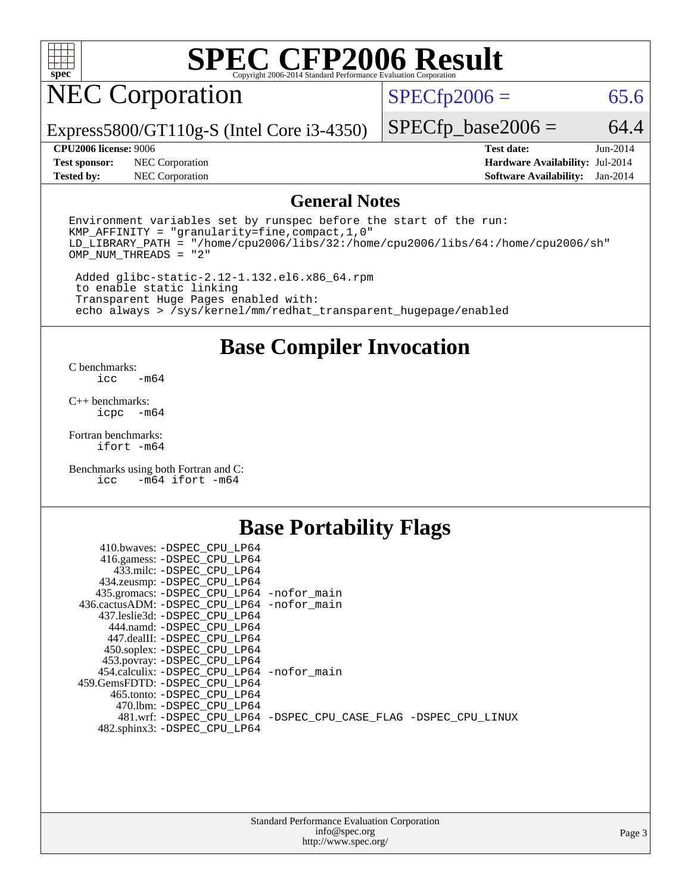# SPEC CFP2006 Result

Copyright 2006-2014 Standard Performance Evaluation Corporation

## NEC Corporation

Express5800/GT110g-S (Intel Core i3-4350)

SPECfp2006 = 65.6

SPECfp_base2006 = 64.4

| | | | |
|---|---|---|---|
| **CPU2006 license:** 9006 | | **Test date:** | Jun-2014 |
| **Test sponsor:** | NEC Corporation | **Hardware Availability:** | Jul-2014 |
| **Tested by:** | NEC Corporation | **Software Availability:** | Jan-2014 |

## General Notes

```
Environment variables set by runspec before the start of the run:
KMP_AFFINITY = "granularity=fine,compact,1,0"
LD_LIBRARY_PATH = "/home/cpu2006/libs/32:/home/cpu2006/libs/64:/home/cpu2006/sh"
OMP_NUM_THREADS = "2"

 Added glibc-static-2.12-1.132.el6.x86_64.rpm
 to enable static linking
 Transparent Huge Pages enabled with:
 echo always > /sys/kernel/mm/redhat_transparent_hugepage/enabled
```

## Base Compiler Invocation

C benchmarks:
```
icc   -m64
```

C++ benchmarks:
```
icpc  -m64
```

Fortran benchmarks:
```
ifort -m64
```

Benchmarks using both Fortran and C:
```
icc   -m64 ifort -m64
```

## Base Portability Flags

```
    410.bwaves: -DSPEC_CPU_LP64
    416.gamess: -DSPEC_CPU_LP64
      433.milc: -DSPEC_CPU_LP64
    434.zeusmp: -DSPEC_CPU_LP64
   435.gromacs: -DSPEC_CPU_LP64 -nofor_main
436.cactusADM: -DSPEC_CPU_LP64 -nofor_main
   437.leslie3d: -DSPEC_CPU_LP64
      444.namd: -DSPEC_CPU_LP64
    447.dealII: -DSPEC_CPU_LP64
    450.soplex: -DSPEC_CPU_LP64
    453.povray: -DSPEC_CPU_LP64
  454.calculix: -DSPEC_CPU_LP64 -nofor_main
 459.GemsFDTD: -DSPEC_CPU_LP64
     465.tonto: -DSPEC_CPU_LP64
       470.lbm: -DSPEC_CPU_LP64
       481.wrf: -DSPEC_CPU_LP64 -DSPEC_CPU_CASE_FLAG -DSPEC_CPU_LINUX
   482.sphinx3: -DSPEC_CPU_LP64
```

Standard Performance Evaluation Corporation
info@spec.org
http://www.spec.org/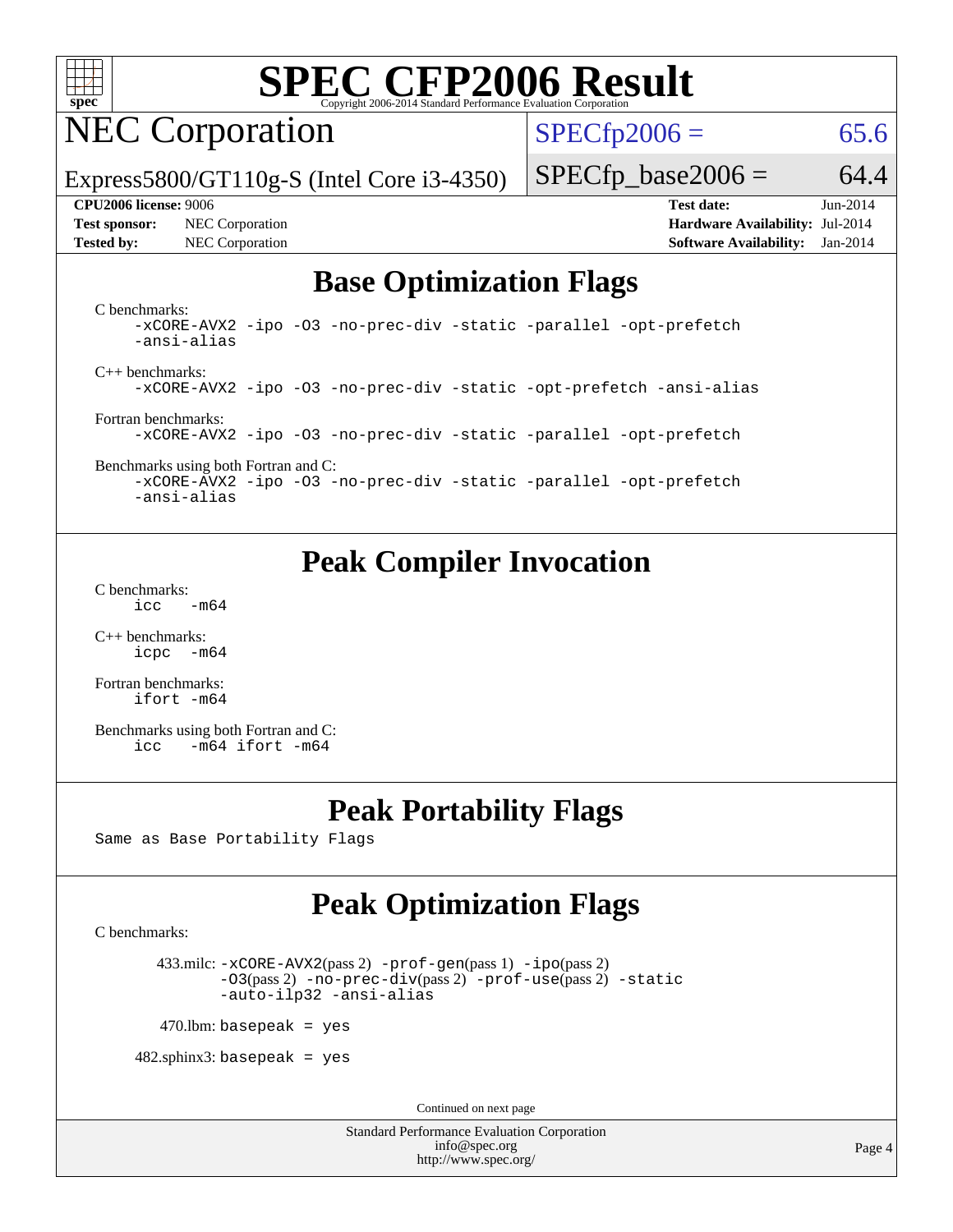# SPEC CFP2006 Result

Copyright 2006-2014 Standard Performance Evaluation Corporation

## NEC Corporation

Express5800/GT110g-S (Intel Core i3-4350)

SPECfp2006 = 65.6

SPECfp_base2006 = 64.4

| | | | |
|---|---|---|---|
| **CPU2006 license:** 9006 | | **Test date:** | Jun-2014 |
| **Test sponsor:** | NEC Corporation | **Hardware Availability:** | Jul-2014 |
| **Tested by:** | NEC Corporation | **Software Availability:** | Jan-2014 |

## Base Optimization Flags

C benchmarks:
```
-xCORE-AVX2 -ipo -O3 -no-prec-div -static -parallel -opt-prefetch
-ansi-alias
```

C++ benchmarks:
```
-xCORE-AVX2 -ipo -O3 -no-prec-div -static -opt-prefetch -ansi-alias
```

Fortran benchmarks:
```
-xCORE-AVX2 -ipo -O3 -no-prec-div -static -parallel -opt-prefetch
```

Benchmarks using both Fortran and C:
```
-xCORE-AVX2 -ipo -O3 -no-prec-div -static -parallel -opt-prefetch
-ansi-alias
```

## Peak Compiler Invocation

C benchmarks:
```
icc   -m64
```

C++ benchmarks:
```
icpc  -m64
```

Fortran benchmarks:
```
ifort -m64
```

Benchmarks using both Fortran and C:
```
icc   -m64 ifort -m64
```

## Peak Portability Flags

Same as Base Portability Flags

## Peak Optimization Flags

C benchmarks:

433.milc: -xCORE-AVX2(pass 2) -prof-gen(pass 1) -ipo(pass 2) -O3(pass 2) -no-prec-div(pass 2) -prof-use(pass 2) -static -auto-ilp32 -ansi-alias

470.lbm: basepeak = yes

482.sphinx3: basepeak = yes

Continued on next page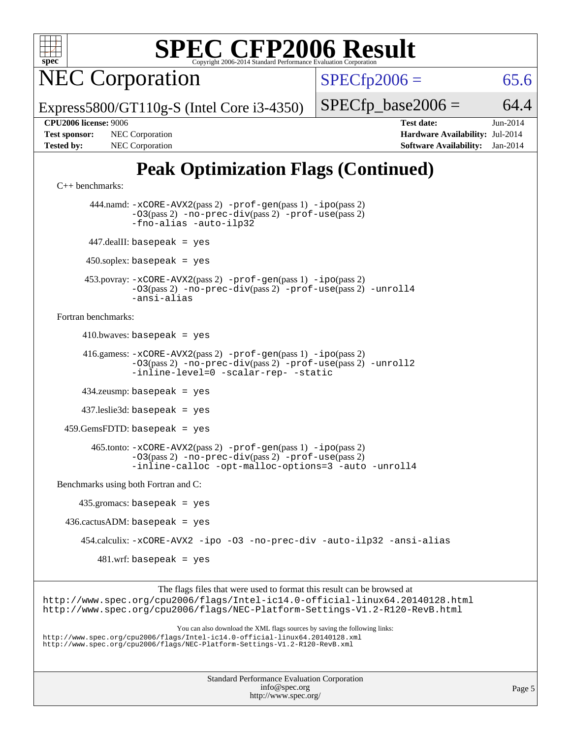# Peak Optimization Flags (Continued)

C++ benchmarks:

444.namd: -xCORE-AVX2(pass 2) -prof-gen(pass 1) -ipo(pass 2) -O3(pass 2) -no-prec-div(pass 2) -prof-use(pass 2) -fno-alias -auto-ilp32

447.dealII: basepeak = yes

450.soplex: basepeak = yes

453.povray: -xCORE-AVX2(pass 2) -prof-gen(pass 1) -ipo(pass 2) -O3(pass 2) -no-prec-div(pass 2) -prof-use(pass 2) -unroll4 -ansi-alias

Fortran benchmarks:

410.bwaves: basepeak = yes

416.gamess: -xCORE-AVX2(pass 2) -prof-gen(pass 1) -ipo(pass 2) -O3(pass 2) -no-prec-div(pass 2) -prof-use(pass 2) -unroll2 -inline-level=0 -scalar-rep- -static

434.zeusmp: basepeak = yes

437.leslie3d: basepeak = yes

459.GemsFDTD: basepeak = yes

465.tonto: -xCORE-AVX2(pass 2) -prof-gen(pass 1) -ipo(pass 2) -O3(pass 2) -no-prec-div(pass 2) -prof-use(pass 2) -inline-calloc -opt-malloc-options=3 -auto -unroll4

Benchmarks using both Fortran and C:

435.gromacs: basepeak = yes

436.cactusADM: basepeak = yes

454.calculix: -xCORE-AVX2 -ipo -O3 -no-prec-div -auto-ilp32 -ansi-alias

481.wrf: basepeak = yes

The flags files that were used to format this result can be browsed at
http://www.spec.org/cpu2006/flags/Intel-ic14.0-official-linux64.20140128.html
http://www.spec.org/cpu2006/flags/NEC-Platform-Settings-V1.2-R120-RevB.html

You can also download the XML flags sources by saving the following links:
http://www.spec.org/cpu2006/flags/Intel-ic14.0-official-linux64.20140128.xml
http://www.spec.org/cpu2006/flags/NEC-Platform-Settings-V1.2-R120-RevB.xml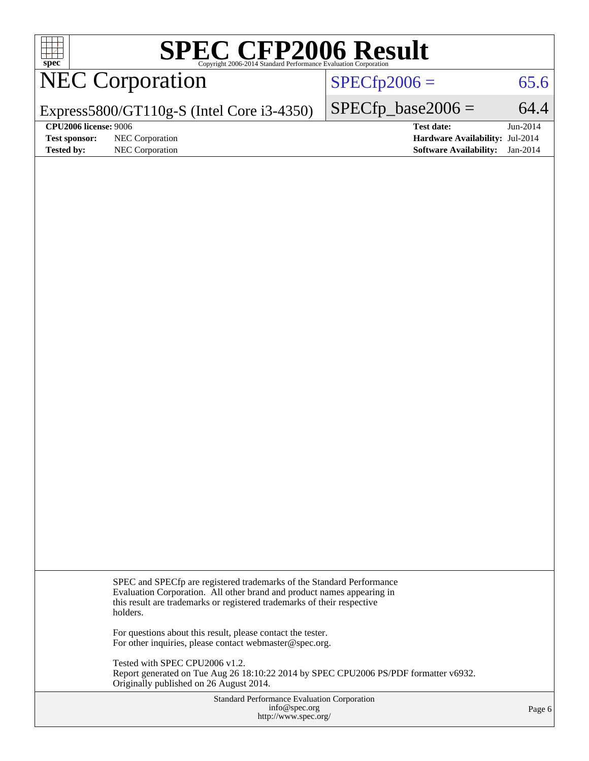# SPEC CFP2006 Result

Copyright 2006-2014 Standard Performance Evaluation Corporation

## NEC Corporation

Express5800/GT110g-S (Intel Core i3-4350)

$SPECfp2006 =$ 65.6

$SPECfp\_base2006 =$ 64.4

**CPU2006 license:** 9006
**Test sponsor:** NEC Corporation
**Tested by:** NEC Corporation

**Test date:** Jun-2014
**Hardware Availability:** Jul-2014
**Software Availability:** Jan-2014

SPEC and SPECfp are registered trademarks of the Standard Performance Evaluation Corporation. All other brand and product names appearing in this result are trademarks or registered trademarks of their respective holders.

For questions about this result, please contact the tester.
For other inquiries, please contact webmaster@spec.org.

Tested with SPEC CPU2006 v1.2.
Report generated on Tue Aug 26 18:10:22 2014 by SPEC CPU2006 PS/PDF formatter v6932.
Originally published on 26 August 2014.

Standard Performance Evaluation Corporation
info@spec.org
http://www.spec.org/